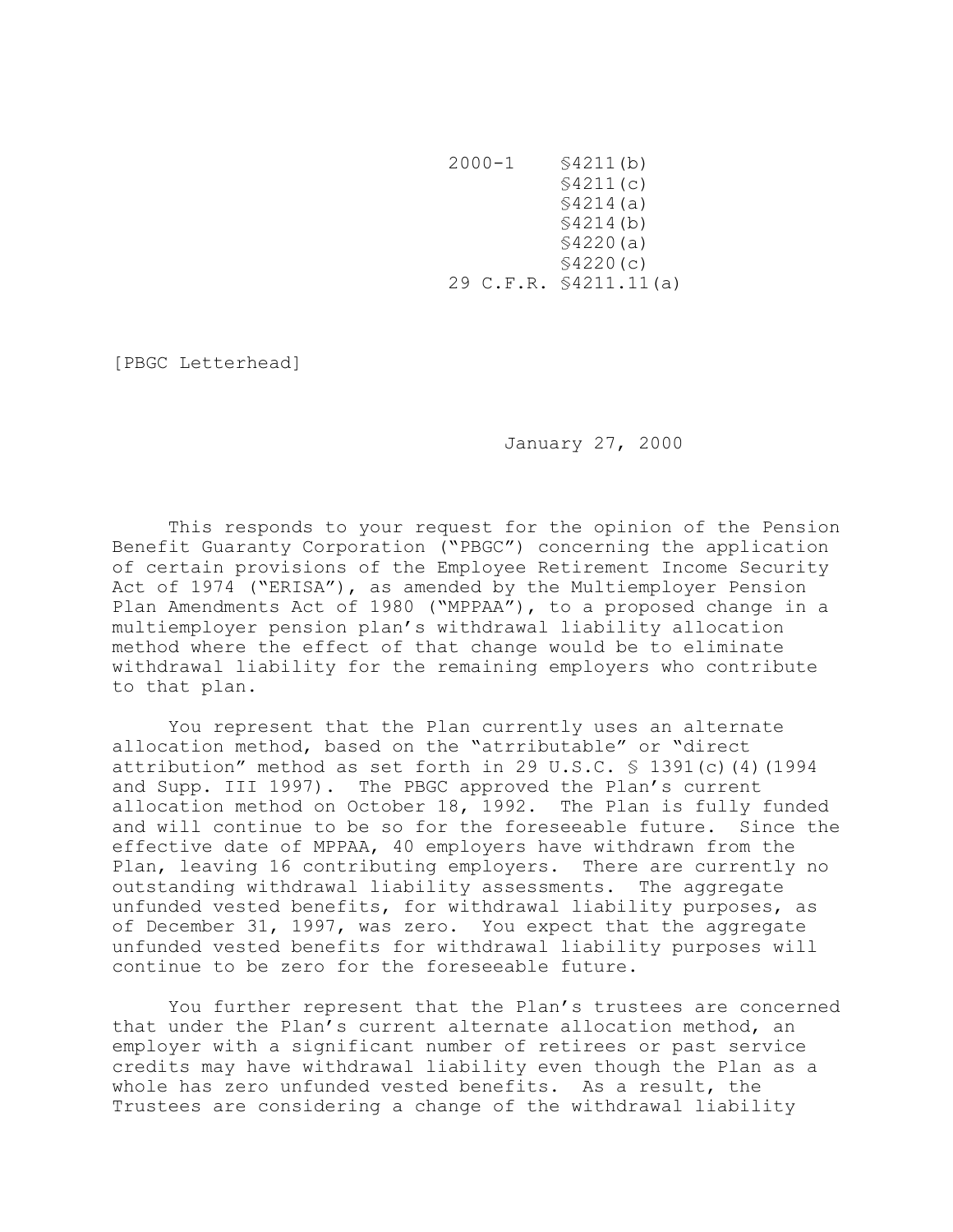2000-1 §4211(b)
§4211(c)
§4214(a)
§4214(b)
§4220(a)
§4220(c)
29 C.F.R. §4211.11(a)

[PBGC Letterhead]

January 27, 2000

This responds to your request for the opinion of the Pension Benefit Guaranty Corporation ("PBGC") concerning the application of certain provisions of the Employee Retirement Income Security Act of 1974 ("ERISA"), as amended by the Multiemployer Pension Plan Amendments Act of 1980 ("MPPAA"), to a proposed change in a multiemployer pension plan's withdrawal liability allocation method where the effect of that change would be to eliminate withdrawal liability for the remaining employers who contribute to that plan.

You represent that the Plan currently uses an alternate allocation method, based on the "atrributable" or "direct attribution" method as set forth in 29 U.S.C. § 1391(c)(4)(1994 and Supp. III 1997). The PBGC approved the Plan's current allocation method on October 18, 1992. The Plan is fully funded and will continue to be so for the foreseeable future. Since the effective date of MPPAA, 40 employers have withdrawn from the Plan, leaving 16 contributing employers. There are currently no outstanding withdrawal liability assessments. The aggregate unfunded vested benefits, for withdrawal liability purposes, as of December 31, 1997, was zero. You expect that the aggregate unfunded vested benefits for withdrawal liability purposes will continue to be zero for the foreseeable future.

You further represent that the Plan's trustees are concerned that under the Plan's current alternate allocation method, an employer with a significant number of retirees or past service credits may have withdrawal liability even though the Plan as a whole has zero unfunded vested benefits. As a result, the Trustees are considering a change of the withdrawal liability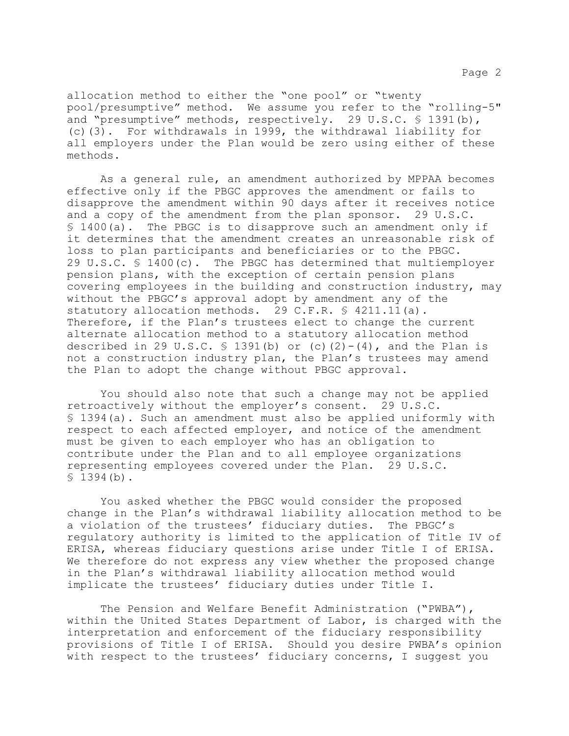allocation method to either the "one pool" or "twenty pool/presumptive" method. We assume you refer to the "rolling-5" and "presumptive" methods, respectively. 29 U.S.C. § 1391(b), (c)(3). For withdrawals in 1999, the withdrawal liability for all employers under the Plan would be zero using either of these methods.

As a general rule, an amendment authorized by MPPAA becomes effective only if the PBGC approves the amendment or fails to disapprove the amendment within 90 days after it receives notice and a copy of the amendment from the plan sponsor. 29 U.S.C. § 1400(a). The PBGC is to disapprove such an amendment only if it determines that the amendment creates an unreasonable risk of loss to plan participants and beneficiaries or to the PBGC. 29 U.S.C. § 1400(c). The PBGC has determined that multiemployer pension plans, with the exception of certain pension plans covering employees in the building and construction industry, may without the PBGC's approval adopt by amendment any of the statutory allocation methods. 29 C.F.R. § 4211.11(a). Therefore, if the Plan's trustees elect to change the current alternate allocation method to a statutory allocation method described in 29 U.S.C. § 1391(b) or (c)(2)-(4), and the Plan is not a construction industry plan, the Plan's trustees may amend the Plan to adopt the change without PBGC approval.

You should also note that such a change may not be applied retroactively without the employer's consent. 29 U.S.C. § 1394(a). Such an amendment must also be applied uniformly with respect to each affected employer, and notice of the amendment must be given to each employer who has an obligation to contribute under the Plan and to all employee organizations representing employees covered under the Plan. 29 U.S.C. § 1394(b).

You asked whether the PBGC would consider the proposed change in the Plan's withdrawal liability allocation method to be a violation of the trustees' fiduciary duties. The PBGC's regulatory authority is limited to the application of Title IV of ERISA, whereas fiduciary questions arise under Title I of ERISA. We therefore do not express any view whether the proposed change in the Plan's withdrawal liability allocation method would implicate the trustees' fiduciary duties under Title I.

The Pension and Welfare Benefit Administration ("PWBA"), within the United States Department of Labor, is charged with the interpretation and enforcement of the fiduciary responsibility provisions of Title I of ERISA. Should you desire PWBA's opinion with respect to the trustees' fiduciary concerns, I suggest you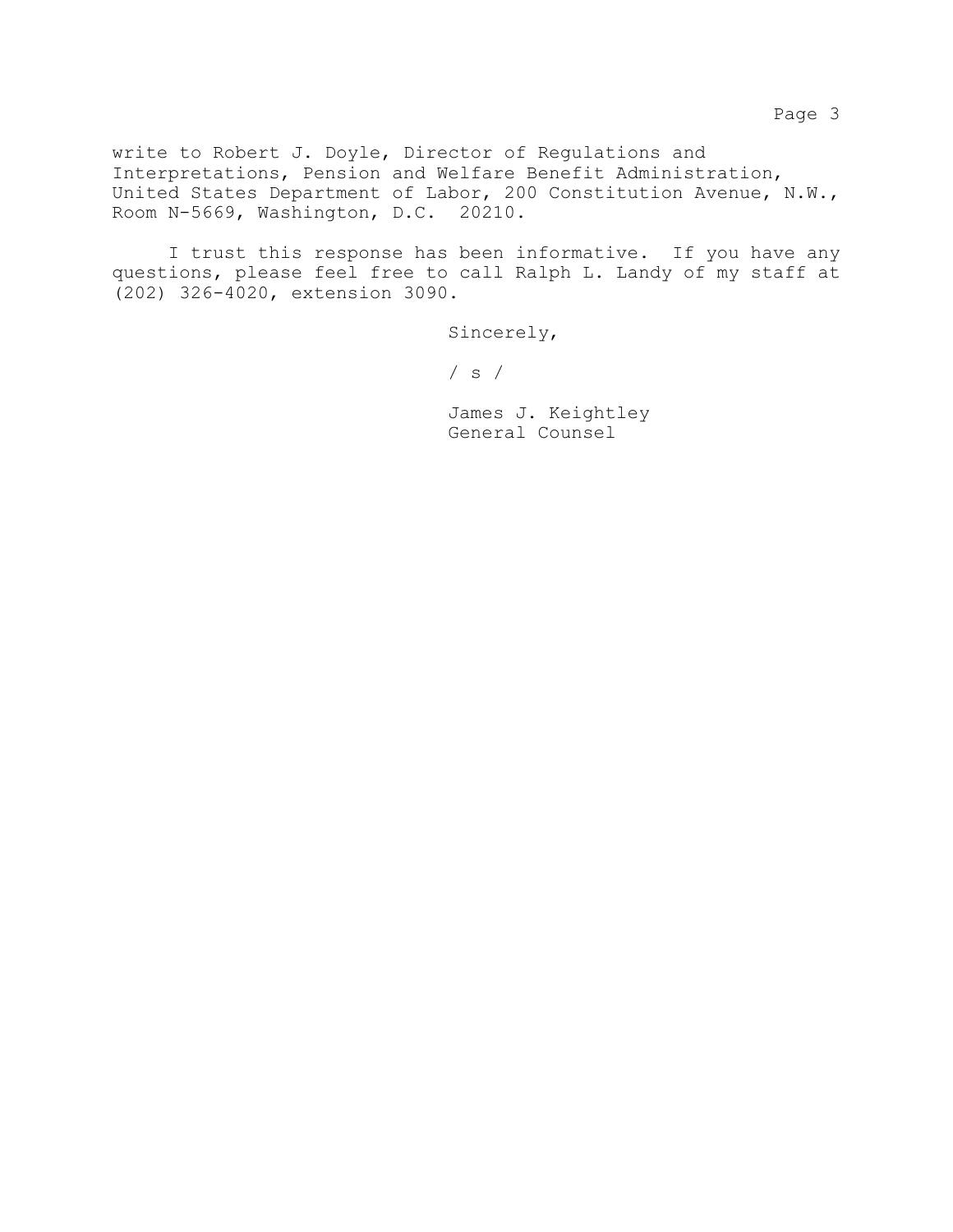write to Robert J. Doyle, Director of Regulations and Interpretations, Pension and Welfare Benefit Administration, United States Department of Labor, 200 Constitution Avenue, N.W., Room N-5669, Washington, D.C. 20210.

I trust this response has been informative. If you have any questions, please feel free to call Ralph L. Landy of my staff at (202) 326-4020, extension 3090.

Sincerely,

/ s /

James J. Keightley
General Counsel